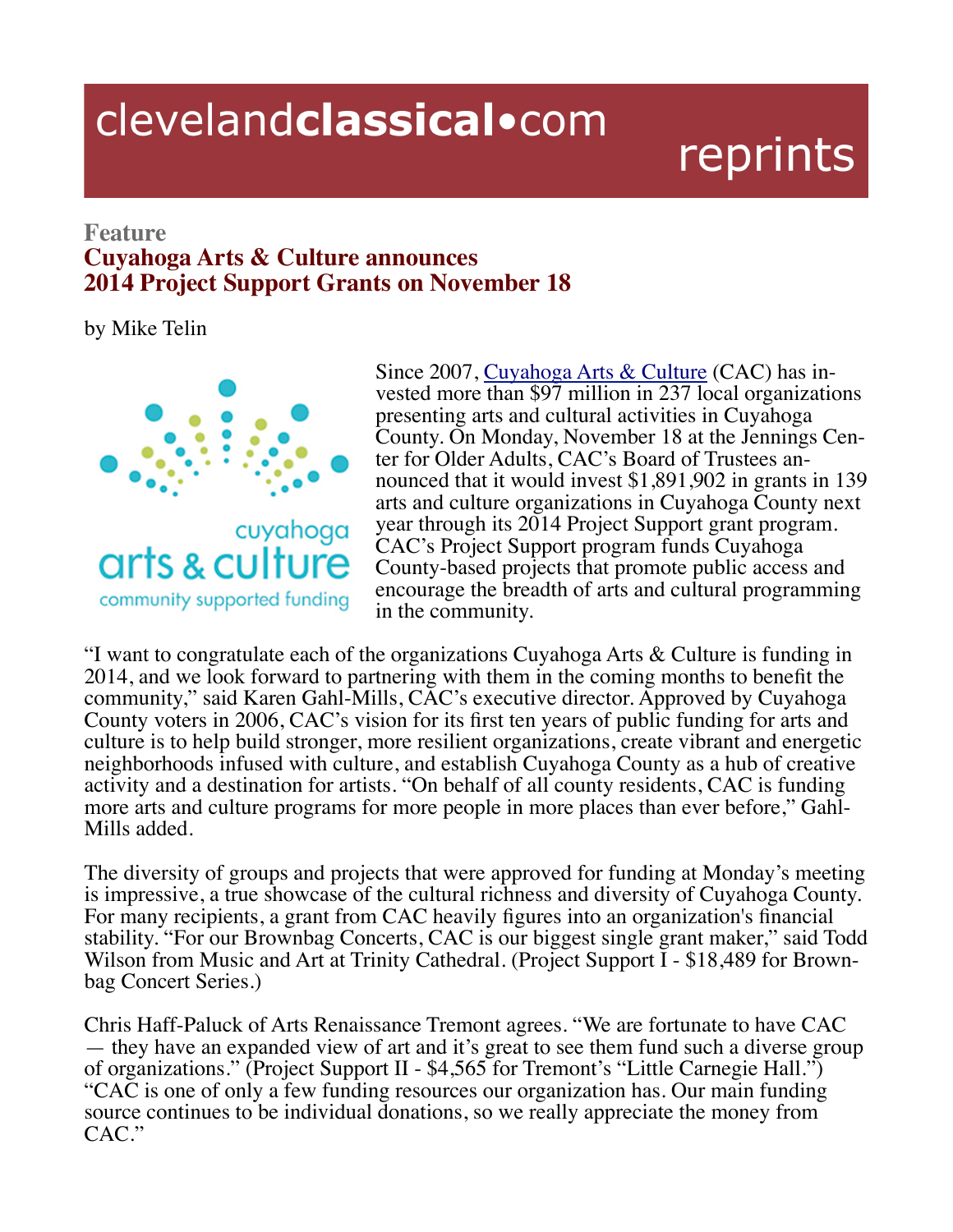Feature

# Cuyahoga Arts & Culture announces 2014 Project Support Grants on November 18

by Mike Telin

Since 2007, Cuyahoga Arts & Culture (CAC) has invested more than $97 million in 237 local organizations presenting arts and cultural activities in Cuyahoga County. On Monday, November 18 at the Jennings Center for Older Adults, CAC's Board of Trustees announced that it would invest $1,891,902 in grants in 139 arts and culture organizations in Cuyahoga County next year through its 2014 Project Support grant program. CAC's Project Support program funds Cuyahoga County-based projects that promote public access and encourage the breadth of arts and cultural programming in the community.

"I want to congratulate each of the organizations Cuyahoga Arts & Culture is funding in 2014, and we look forward to partnering with them in the coming months to benefit the community," said Karen Gahl-Mills, CAC's executive director. Approved by Cuyahoga County voters in 2006, CAC's vision for its first ten years of public funding for arts and culture is to help build stronger, more resilient organizations, create vibrant and energetic neighborhoods infused with culture, and establish Cuyahoga County as a hub of creative activity and a destination for artists. "On behalf of all county residents, CAC is funding more arts and culture programs for more people in more places than ever before," Gahl-Mills added.

The diversity of groups and projects that were approved for funding at Monday's meeting is impressive, a true showcase of the cultural richness and diversity of Cuyahoga County. For many recipients, a grant from CAC heavily figures into an organization's financial stability. "For our Brownbag Concerts, CAC is our biggest single grant maker," said Todd Wilson from Music and Art at Trinity Cathedral. (Project Support I - $18,489 for Brownbag Concert Series.)

Chris Haff-Paluck of Arts Renaissance Tremont agrees. "We are fortunate to have CAC — they have an expanded view of art and it's great to see them fund such a diverse group of organizations." (Project Support II - $4,565 for Tremont's "Little Carnegie Hall.") "CAC is one of only a few funding resources our organization has. Our main funding source continues to be individual donations, so we really appreciate the money from CAC."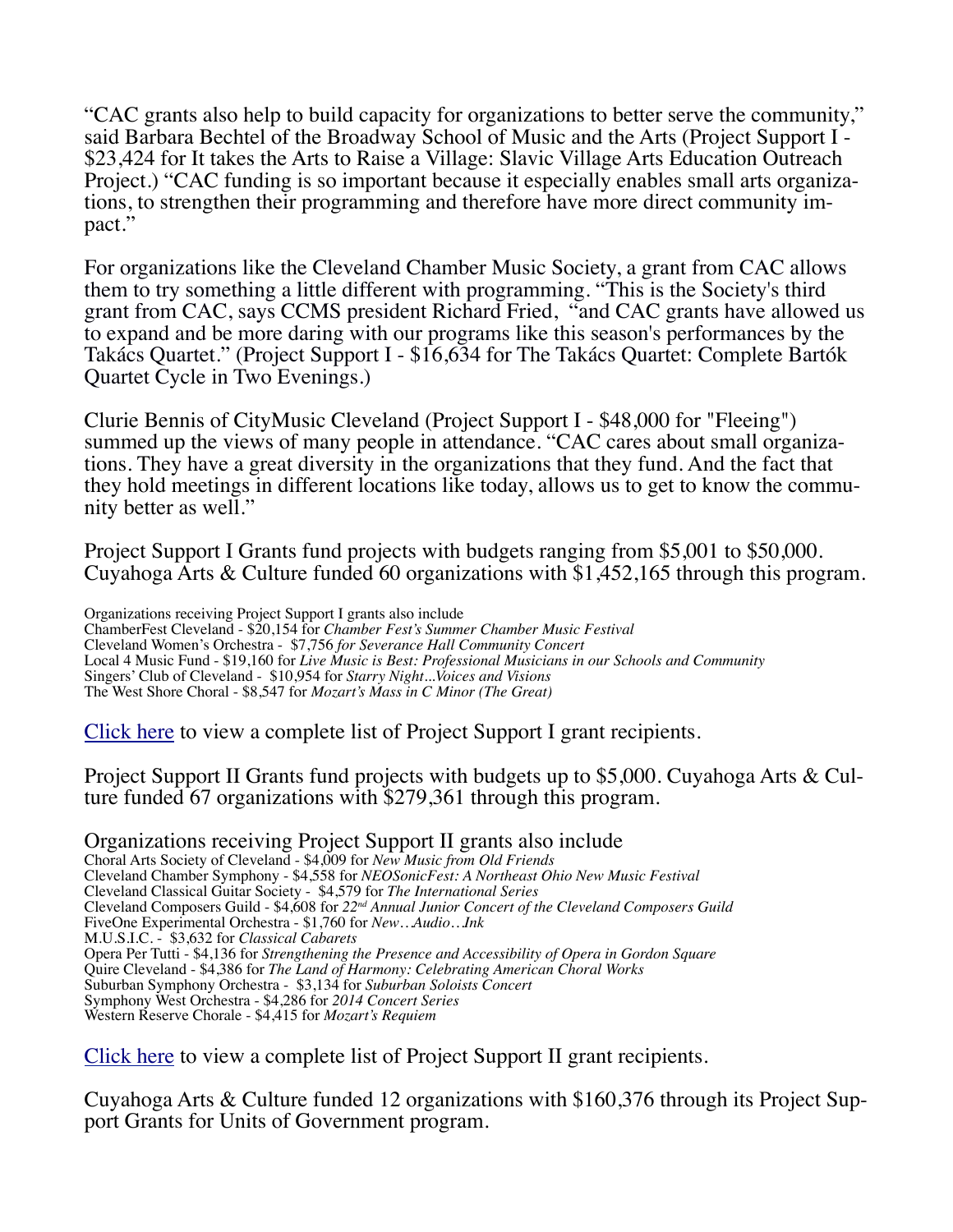"CAC grants also help to build capacity for organizations to better serve the community," said Barbara Bechtel of the Broadway School of Music and the Arts (Project Support I - $23,424 for It takes the Arts to Raise a Village: Slavic Village Arts Education Outreach Project.) "CAC funding is so important because it especially enables small arts organizations, to strengthen their programming and therefore have more direct community impact."

For organizations like the Cleveland Chamber Music Society, a grant from CAC allows them to try something a little different with programming. "This is the Society's third grant from CAC, says CCMS president Richard Fried, "and CAC grants have allowed us to expand and be more daring with our programs like this season's performances by the Takács Quartet." (Project Support I - $16,634 for The Takács Quartet: Complete Bartók Quartet Cycle in Two Evenings.)

Clurie Bennis of CityMusic Cleveland (Project Support I - $48,000 for "Fleeing") summed up the views of many people in attendance. "CAC cares about small organizations. They have a great diversity in the organizations that they fund. And the fact that they hold meetings in different locations like today, allows us to get to know the community better as well."

Project Support I Grants fund projects with budgets ranging from $5,001 to $50,000. Cuyahoga Arts & Culture funded 60 organizations with $1,452,165 through this program.

Organizations receiving Project Support I grants also include
ChamberFest Cleveland - $20,154 for *Chamber Fest's Summer Chamber Music Festival*
Cleveland Women's Orchestra - $7,756 *for Severance Hall Community Concert*
Local 4 Music Fund - $19,160 for *Live Music is Best: Professional Musicians in our Schools and Community*
Singers' Club of Cleveland - $10,954 for *Starry Night...Voices and Visions*
The West Shore Choral - $8,547 for *Mozart's Mass in C Minor (The Great)*

Click here to view a complete list of Project Support I grant recipients.

Project Support II Grants fund projects with budgets up to $5,000. Cuyahoga Arts & Culture funded 67 organizations with $279,361 through this program.

Organizations receiving Project Support II grants also include
Choral Arts Society of Cleveland - $4,009 for *New Music from Old Friends*
Cleveland Chamber Symphony - $4,558 for *NEOSonicFest: A Northeast Ohio New Music Festival*
Cleveland Classical Guitar Society - $4,579 for *The International Series*
Cleveland Composers Guild - $4,608 for *22nd Annual Junior Concert of the Cleveland Composers Guild*
FiveOne Experimental Orchestra - $1,760 for *New…Audio…Ink*
M.U.S.I.C. - $3,632 for *Classical Cabarets*
Opera Per Tutti - $4,136 for *Strengthening the Presence and Accessibility of Opera in Gordon Square*
Quire Cleveland - $4,386 for *The Land of Harmony: Celebrating American Choral Works*
Suburban Symphony Orchestra - $3,134 for *Suburban Soloists Concert*
Symphony West Orchestra - $4,286 for *2014 Concert Series*
Western Reserve Chorale - $4,415 for *Mozart's Requiem*

Click here to view a complete list of Project Support II grant recipients.

Cuyahoga Arts & Culture funded 12 organizations with $160,376 through its Project Support Grants for Units of Government program.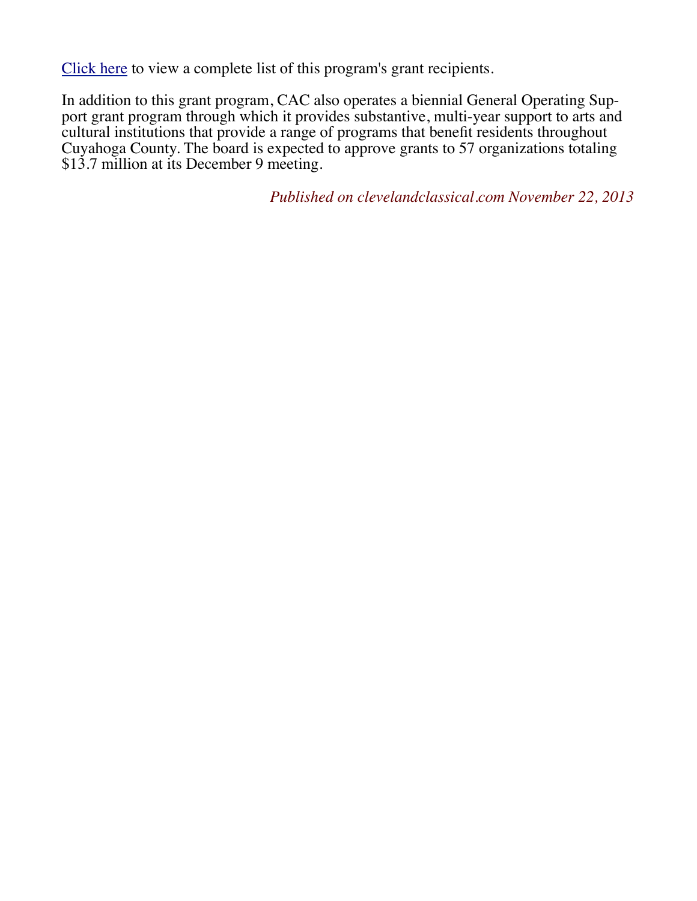Click here to view a complete list of this program's grant recipients.

In addition to this grant program, CAC also operates a biennial General Operating Support grant program through which it provides substantive, multi-year support to arts and cultural institutions that provide a range of programs that benefit residents throughout Cuyahoga County. The board is expected to approve grants to 57 organizations totaling $13.7 million at its December 9 meeting.

*Published on clevelandclassical.com November 22, 2013*